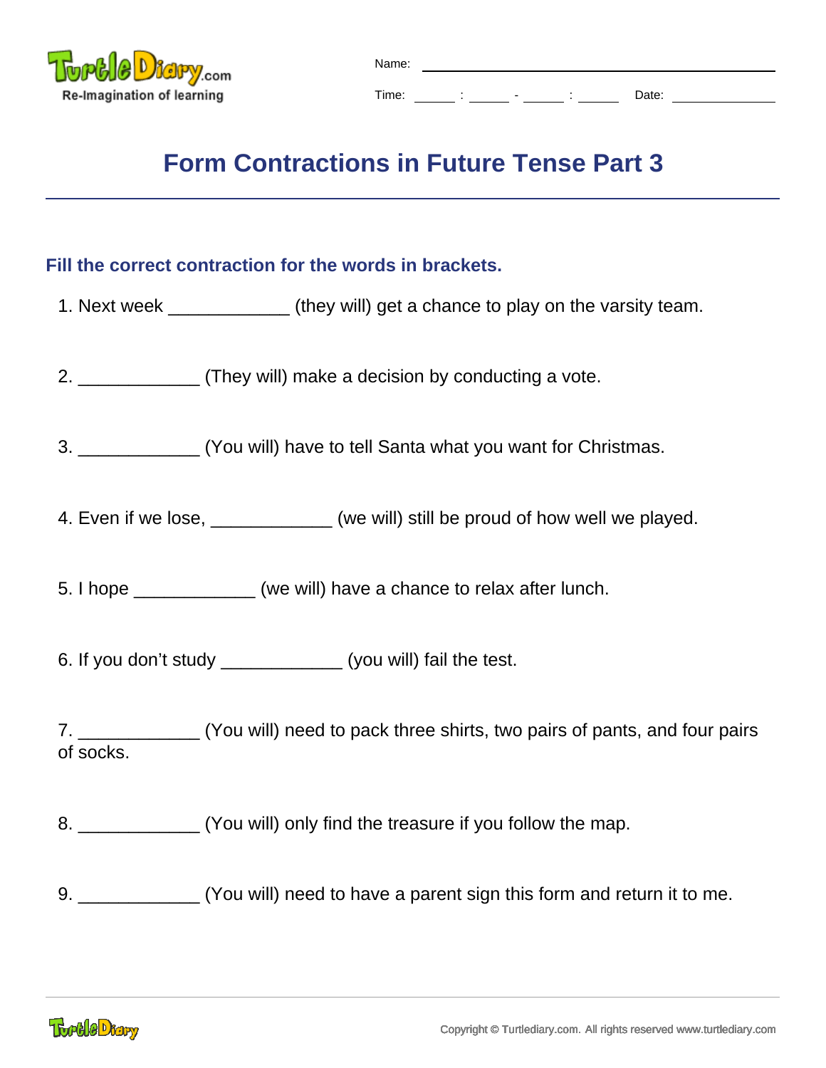Name: ______________________________

Time: _____ : _____ - _____ : _____ Date: ____________

# Form Contractions in Future Tense Part 3

## Fill the correct contraction for the words in brackets.

1. Next week ____________ (they will) get a chance to play on the varsity team.

2. ____________ (They will) make a decision by conducting a vote.

3. ____________ (You will) have to tell Santa what you want for Christmas.

4. Even if we lose, ____________ (we will) still be proud of how well we played.

5. I hope ____________ (we will) have a chance to relax after lunch.

6. If you don't study ____________ (you will) fail the test.

7. ____________ (You will) need to pack three shirts, two pairs of pants, and four pairs of socks.

8. ____________ (You will) only find the treasure if you follow the map.

9. ____________ (You will) need to have a parent sign this form and return it to me.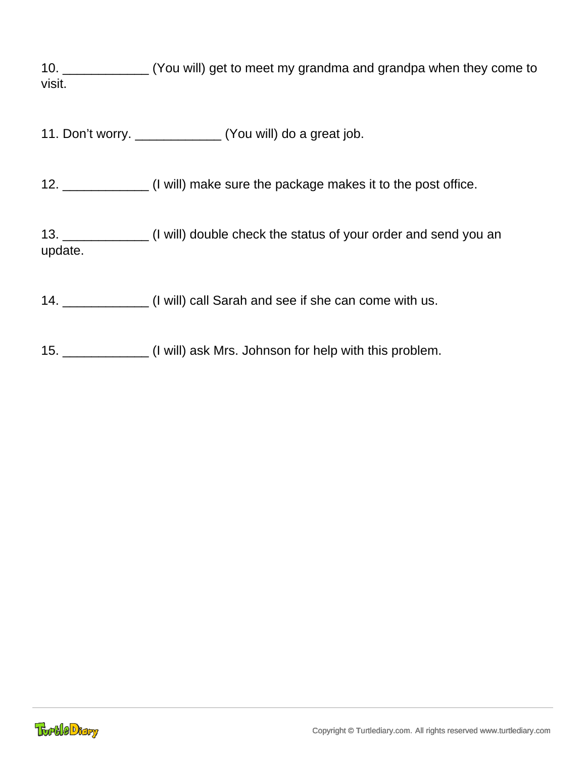10. ____________ (You will) get to meet my grandma and grandpa when they come to visit.

11. Don't worry. ____________ (You will) do a great job.

12. ____________ (I will) make sure the package makes it to the post office.

13. ____________ (I will) double check the status of your order and send you an update.

14. ____________ (I will) call Sarah and see if she can come with us.

15. ____________ (I will) ask Mrs. Johnson for help with this problem.